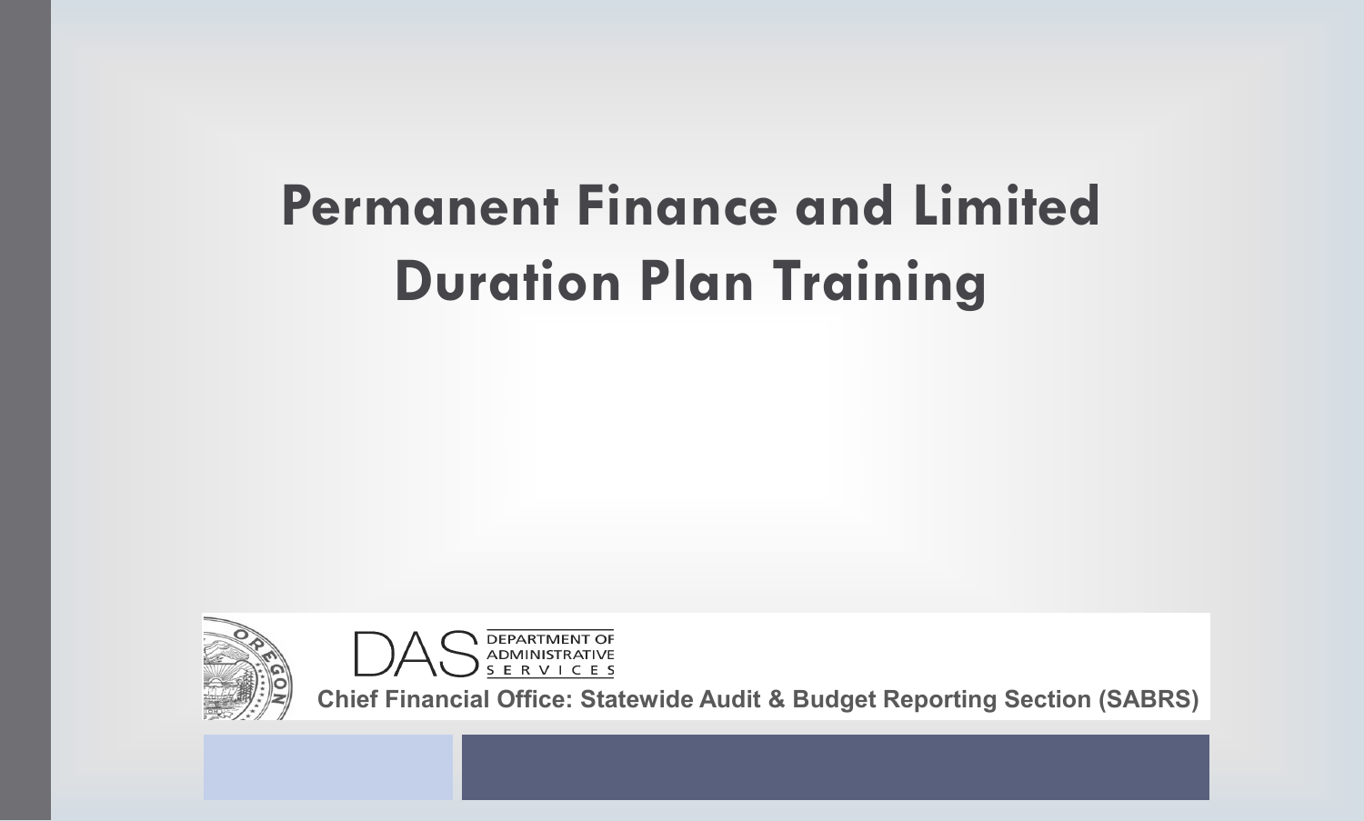# Permanent Finance and Limited Duration Plan Training

DAS DEPARTMENT OF ADMINISTRATIVE SERVICES

Chief Financial Office: Statewide Audit & Budget Reporting Section (SABRS)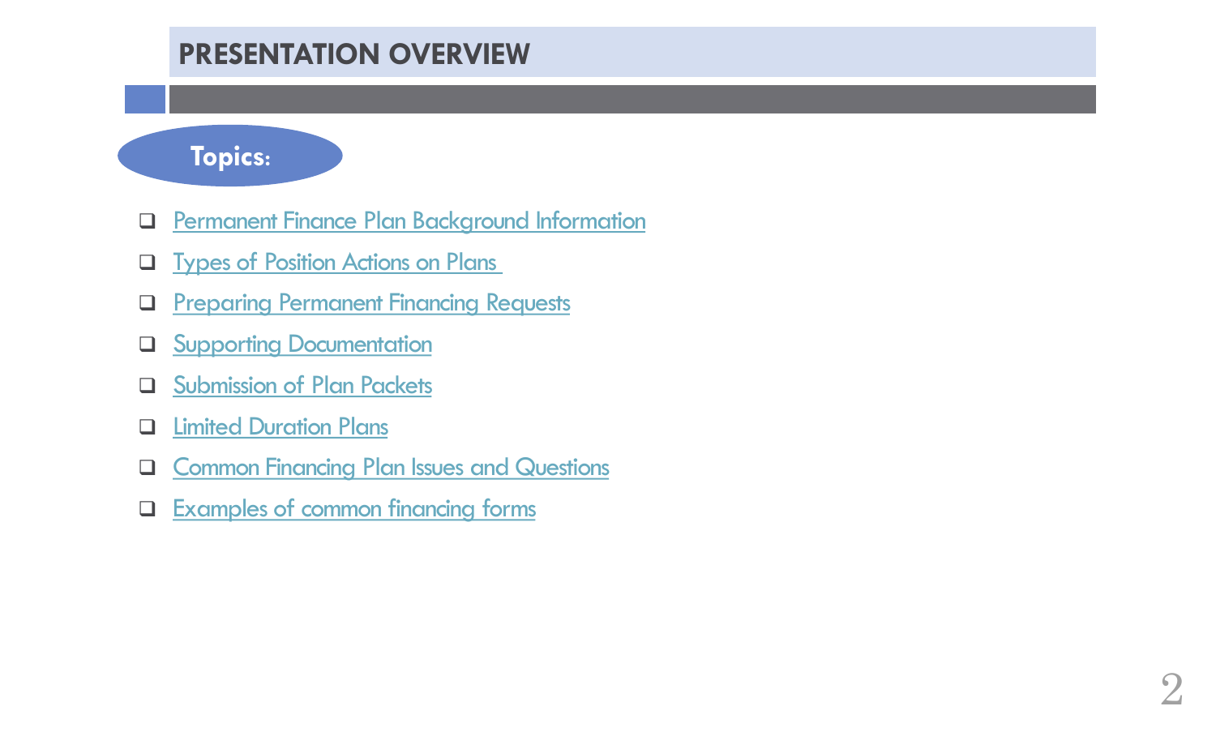# PRESENTATION OVERVIEW

**Topics:**

- Permanent Finance Plan Background Information
- Types of Position Actions on Plans
- Preparing Permanent Financing Requests
- Supporting Documentation
- Submission of Plan Packets
- Limited Duration Plans
- Common Financing Plan Issues and Questions
- Examples of common financing forms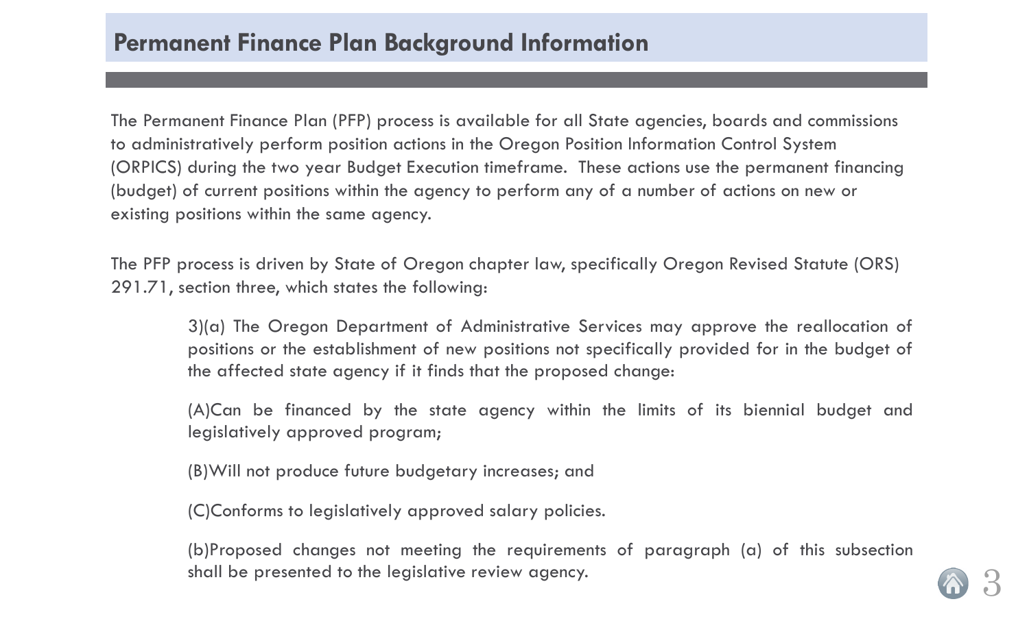# Permanent Finance Plan Background Information

The Permanent Finance Plan (PFP) process is available for all State agencies, boards and commissions to administratively perform position actions in the Oregon Position Information Control System (ORPICS) during the two year Budget Execution timeframe. These actions use the permanent financing (budget) of current positions within the agency to perform any of a number of actions on new or existing positions within the same agency.

The PFP process is driven by State of Oregon chapter law, specifically Oregon Revised Statute (ORS) 291.71, section three, which states the following:

> 3)(a) The Oregon Department of Administrative Services may approve the reallocation of positions or the establishment of new positions not specifically provided for in the budget of the affected state agency if it finds that the proposed change:
>
> (A)Can be financed by the state agency within the limits of its biennial budget and legislatively approved program;
>
> (B)Will not produce future budgetary increases; and
>
> (C)Conforms to legislatively approved salary policies.
>
> (b)Proposed changes not meeting the requirements of paragraph (a) of this subsection shall be presented to the legislative review agency.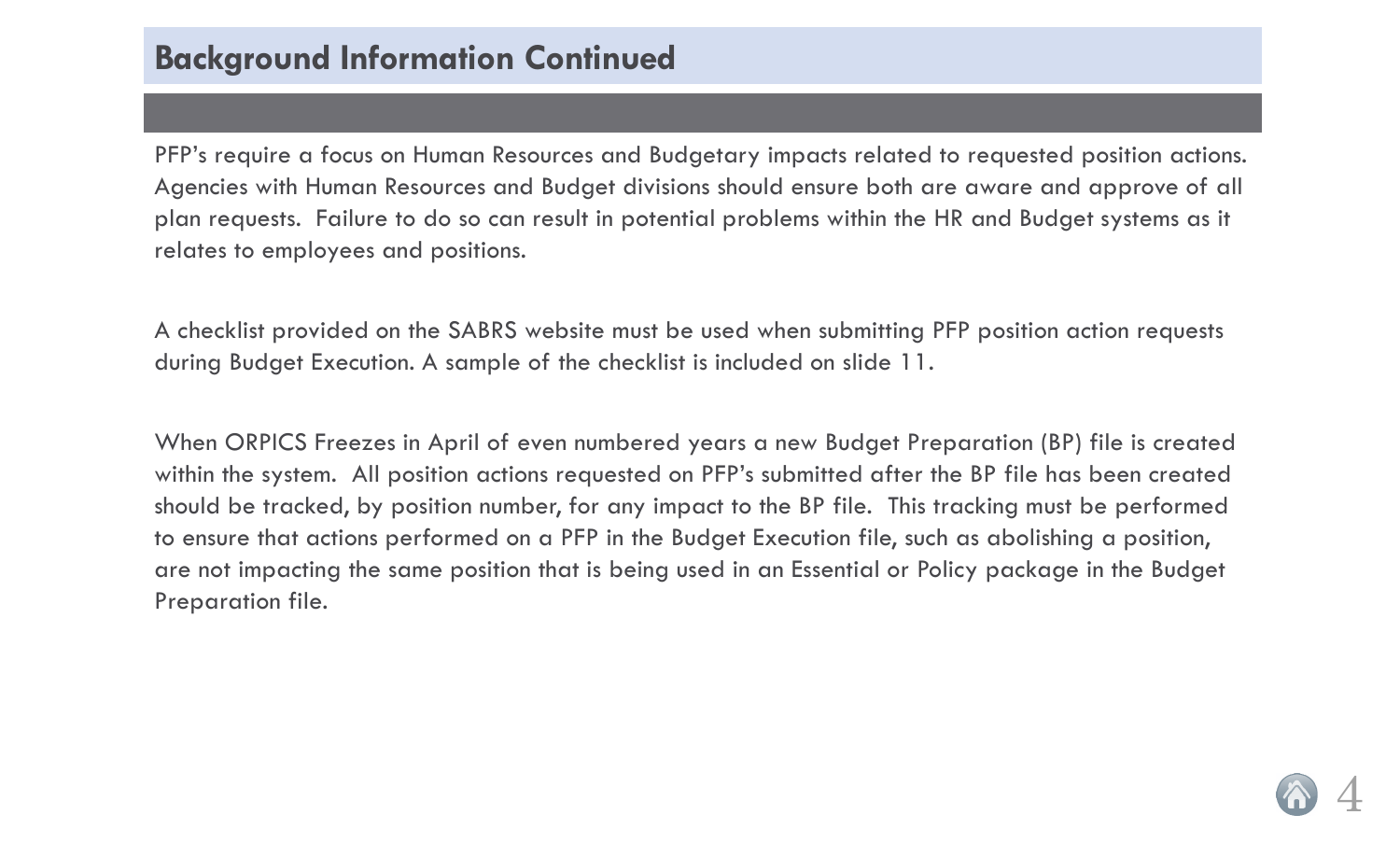## Background Information Continued

PFP's require a focus on Human Resources and Budgetary impacts related to requested position actions. Agencies with Human Resources and Budget divisions should ensure both are aware and approve of all plan requests. Failure to do so can result in potential problems within the HR and Budget systems as it relates to employees and positions.

A checklist provided on the SABRS website must be used when submitting PFP position action requests during Budget Execution. A sample of the checklist is included on slide 11.

When ORPICS Freezes in April of even numbered years a new Budget Preparation (BP) file is created within the system. All position actions requested on PFP's submitted after the BP file has been created should be tracked, by position number, for any impact to the BP file. This tracking must be performed to ensure that actions performed on a PFP in the Budget Execution file, such as abolishing a position, are not impacting the same position that is being used in an Essential or Policy package in the Budget Preparation file.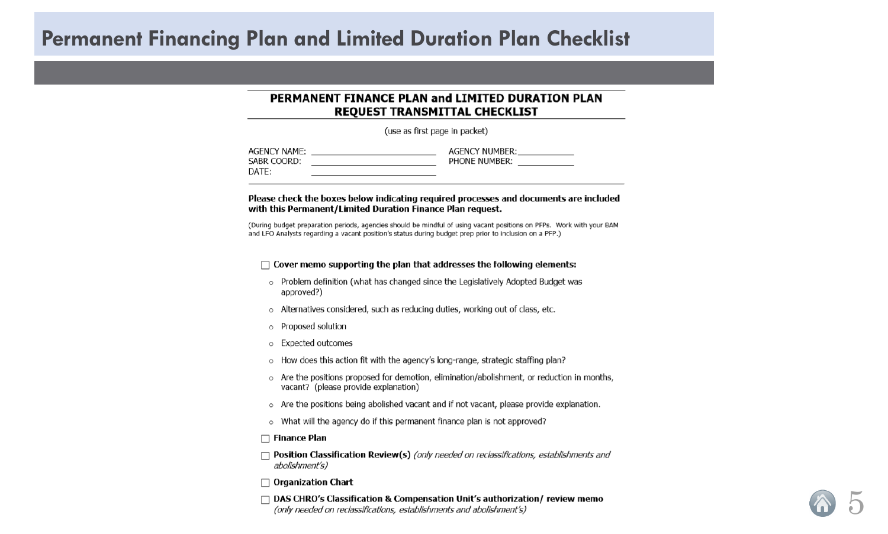# Permanent Financing Plan and Limited Duration Plan Checklist

## PERMANENT FINANCE PLAN and LIMITED DURATION PLAN REQUEST TRANSMITTAL CHECKLIST

(use as first page in packet)

AGENCY NAME: ______________________ AGENCY NUMBER: ____________
SABR COORD: ______________________ PHONE NUMBER: ____________
DATE: ______________________

**Please check the boxes below indicating required processes and documents are included with this Permanent/Limited Duration Finance Plan request.**

(During budget preparation periods, agencies should be mindful of using vacant positions on PFPs. Work with your BAM and LFO Analysts regarding a vacant position's status during budget prep prior to inclusion on a PFP.)

- ☐ **Cover memo supporting the plan that addresses the following elements:**
  - Problem definition (what has changed since the Legislatively Adopted Budget was approved?)
  - Alternatives considered, such as reducing duties, working out of class, etc.
  - Proposed solution
  - Expected outcomes
  - How does this action fit with the agency's long-range, strategic staffing plan?
  - Are the positions proposed for demotion, elimination/abolishment, or reduction in months, vacant? (please provide explanation)
  - Are the positions being abolished vacant and if not vacant, please provide explanation.
  - What will the agency do if this permanent finance plan is not approved?
- ☐ **Finance Plan**
- ☐ **Position Classification Review(s)** *(only needed on reclassifications, establishments and abolishment's)*
- ☐ **Organization Chart**
- ☐ **DAS CHRO's Classification & Compensation Unit's authorization/ review memo** *(only needed on reclassifications, establishments and abolishment's)*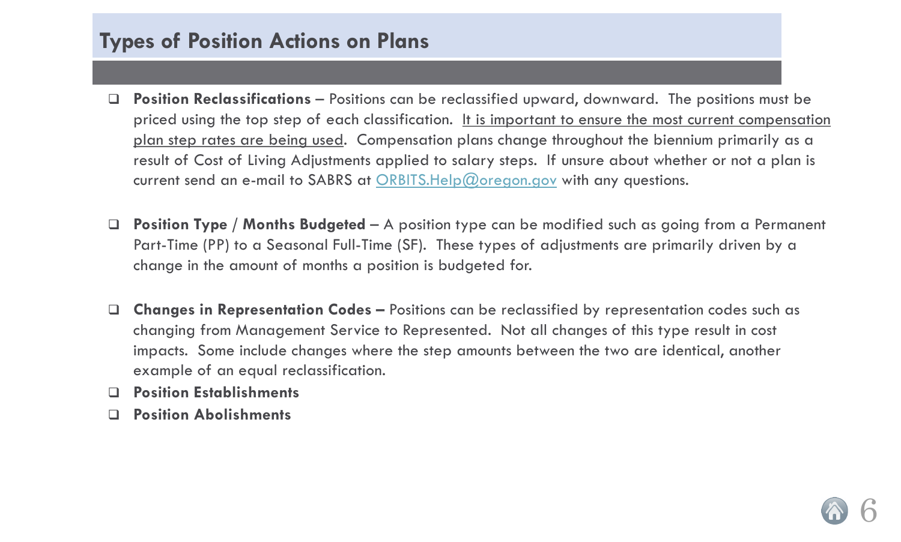# Types of Position Actions on Plans

- **Position Reclassifications –** Positions can be reclassified upward, downward. The positions must be priced using the top step of each classification. It is important to ensure the most current compensation plan step rates are being used. Compensation plans change throughout the biennium primarily as a result of Cost of Living Adjustments applied to salary steps. If unsure about whether or not a plan is current send an e-mail to SABRS at ORBITS.Help@oregon.gov with any questions.

- **Position Type** / **Months Budgeted** – A position type can be modified such as going from a Permanent Part-Time (PP) to a Seasonal Full-Time (SF). These types of adjustments are primarily driven by a change in the amount of months a position is budgeted for.

- **Changes in Representation Codes –** Positions can be reclassified by representation codes such as changing from Management Service to Represented. Not all changes of this type result in cost impacts. Some include changes where the step amounts between the two are identical, another example of an equal reclassification.
- **Position Establishments**
- **Position Abolishments**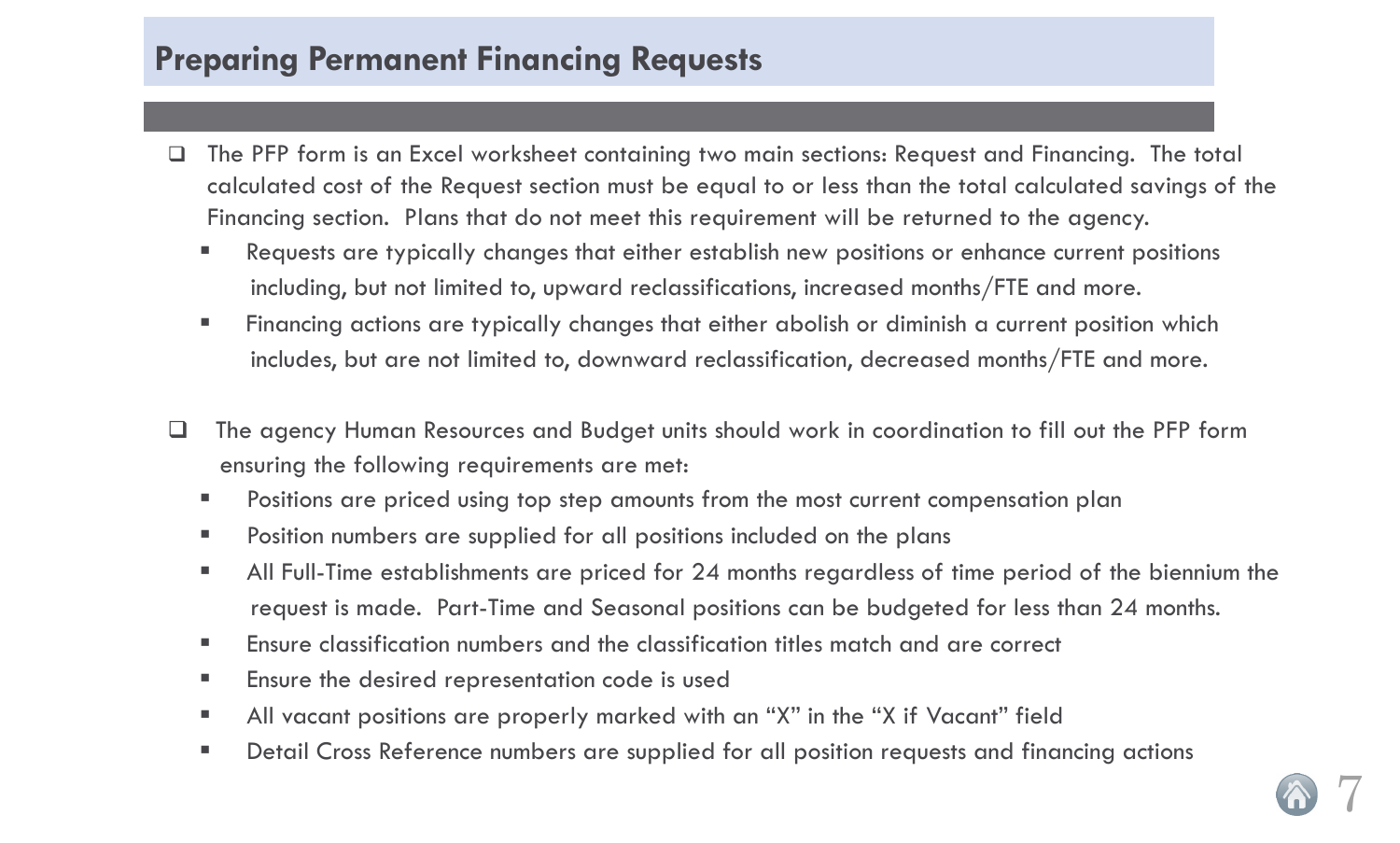# Preparing Permanent Financing Requests

- The PFP form is an Excel worksheet containing two main sections: Request and Financing. The total calculated cost of the Request section must be equal to or less than the total calculated savings of the Financing section. Plans that do not meet this requirement will be returned to the agency.
  - Requests are typically changes that either establish new positions or enhance current positions including, but not limited to, upward reclassifications, increased months/FTE and more.
  - Financing actions are typically changes that either abolish or diminish a current position which includes, but are not limited to, downward reclassification, decreased months/FTE and more.

- The agency Human Resources and Budget units should work in coordination to fill out the PFP form ensuring the following requirements are met:
  - Positions are priced using top step amounts from the most current compensation plan
  - Position numbers are supplied for all positions included on the plans
  - All Full-Time establishments are priced for 24 months regardless of time period of the biennium the request is made. Part-Time and Seasonal positions can be budgeted for less than 24 months.
  - Ensure classification numbers and the classification titles match and are correct
  - Ensure the desired representation code is used
  - All vacant positions are properly marked with an "X" in the "X if Vacant" field
  - Detail Cross Reference numbers are supplied for all position requests and financing actions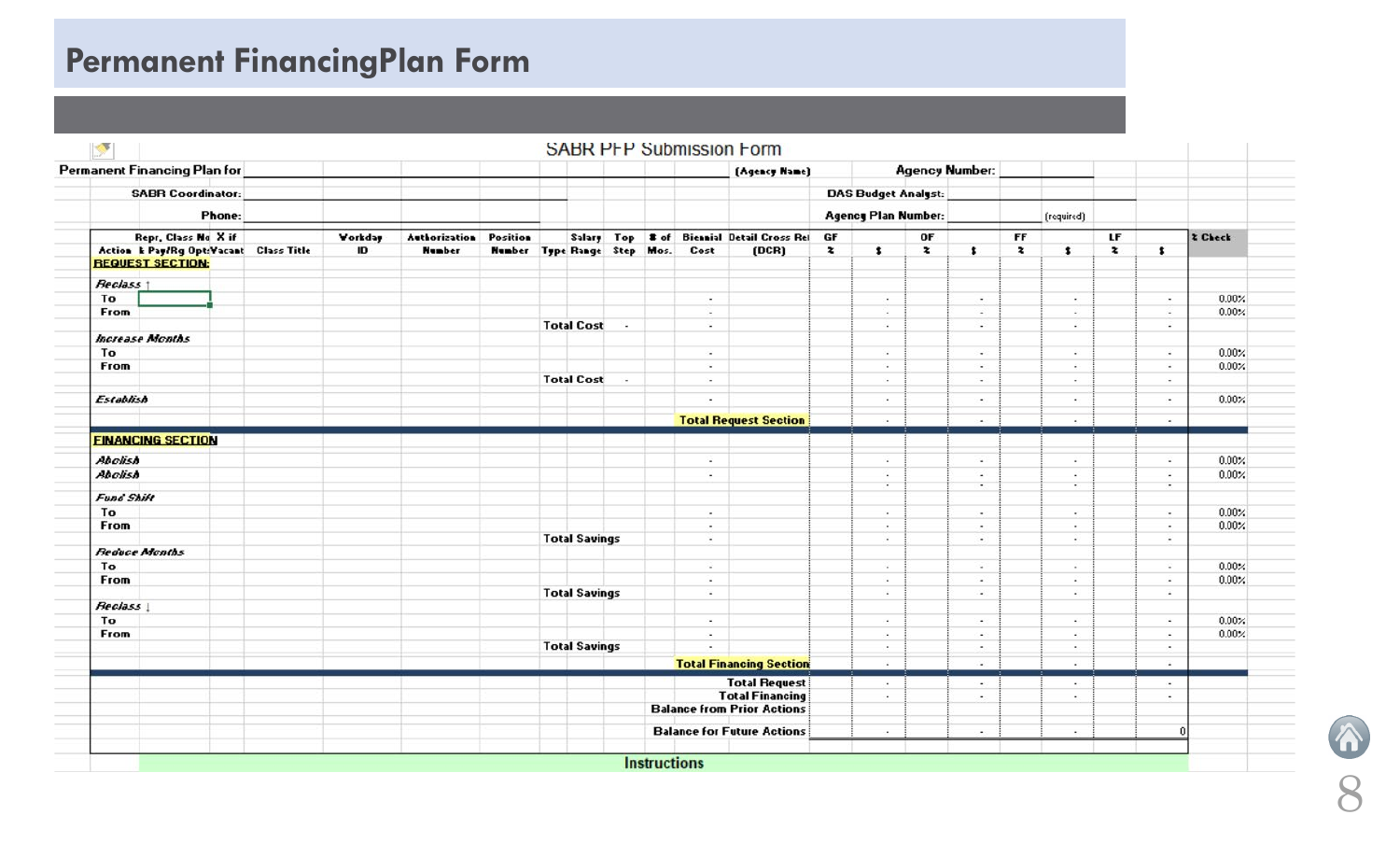# Permanent FinancingPlan Form

SABR PFP Submission Form

**Permanent Financing Plan for** ______________________ **(Agency Name)** **Agency Number:** ________

**SABR Coordinator:** ______________________ **DAS Budget Analyst:** ________

**Phone:** ______________________ **Agency Plan Number:** ________ (required)

| Action | Repr. Class No & Pay/Rg Opt | X if Vacant | Class Title | Workday ID | Authorization Number | Position Number | Type | Salary Range | Top Step | # of Mos. | Biennial Cost | Detail Cross Ref (DCR) | GF % | $ | OF % | $ | FF % | $ | LF % | $ | % Check |
|---|---|---|---|---|---|---|---|---|---|---|---|---|---|---|---|---|---|---|---|---|---|
| **REQUEST SECTION:** | | | | | | | | | | | | | | | | | | | | | |
| *Reclass ↑* | | | | | | | | | | | | | | | | | | | | | |
| To | | | | | | | | | | | - | | | - | | - | | - | | - | 0.00% |
| From | | | | | | | | | | | - | | | - | | - | | - | | - | 0.00% |
| | | | | | | | Total Cost | | - | | - | | | - | | - | | - | | - | |
| *Increase Months* | | | | | | | | | | | | | | | | | | | | | |
| To | | | | | | | | | | | - | | | - | | - | | - | | - | 0.00% |
| From | | | | | | | | | | | - | | | - | | - | | - | | - | 0.00% |
| | | | | | | | Total Cost | | - | | - | | | - | | - | | - | | - | |
| *Establish* | | | | | | | | | | | - | | | - | | - | | - | | - | 0.00% |
| | | | | | | | | | | | Total Request Section | | | - | | - | | - | | - | |
| **FINANCING SECTION** | | | | | | | | | | | | | | | | | | | | | |
| *Abolish* | | | | | | | | | | | - | | | - | | - | | - | | - | 0.00% |
| *Abolish* | | | | | | | | | | | - | | | - | | - | | - | | - | 0.00% |
| *Fund Shift* | | | | | | | | | | | | | | | | | | | | | |
| To | | | | | | | | | | | - | | | - | | - | | - | | - | 0.00% |
| From | | | | | | | | | | | - | | | - | | - | | - | | - | 0.00% |
| | | | | | | | Total Savings | | | | - | | | - | | - | | - | | - | |
| *Reduce Months* | | | | | | | | | | | | | | | | | | | | | |
| To | | | | | | | | | | | - | | | - | | - | | - | | - | 0.00% |
| From | | | | | | | | | | | - | | | - | | - | | - | | - | 0.00% |
| | | | | | | | Total Savings | | | | - | | | - | | - | | - | | - | |
| *Reclass ↓* | | | | | | | | | | | | | | | | | | | | | |
| To | | | | | | | | | | | - | | | - | | - | | - | | - | 0.00% |
| From | | | | | | | | | | | - | | | - | | - | | - | | - | 0.00% |
| | | | | | | | Total Savings | | | | - | | | - | | - | | - | | - | |
| | | | | | | | | | | | Total Financing Section | | | - | | - | | - | | - | |
| | | | | | | | | | | | Total Request | | | - | | - | | - | | - | |
| | | | | | | | | | | | Total Financing | | | - | | - | | - | | - | |
| | | | | | | | | | | | Balance from Prior Actions | | | | | | | | | | |
| | | | | | | | | | | | Balance for Future Actions | | | - | | - | | - | | 0 | |

Instructions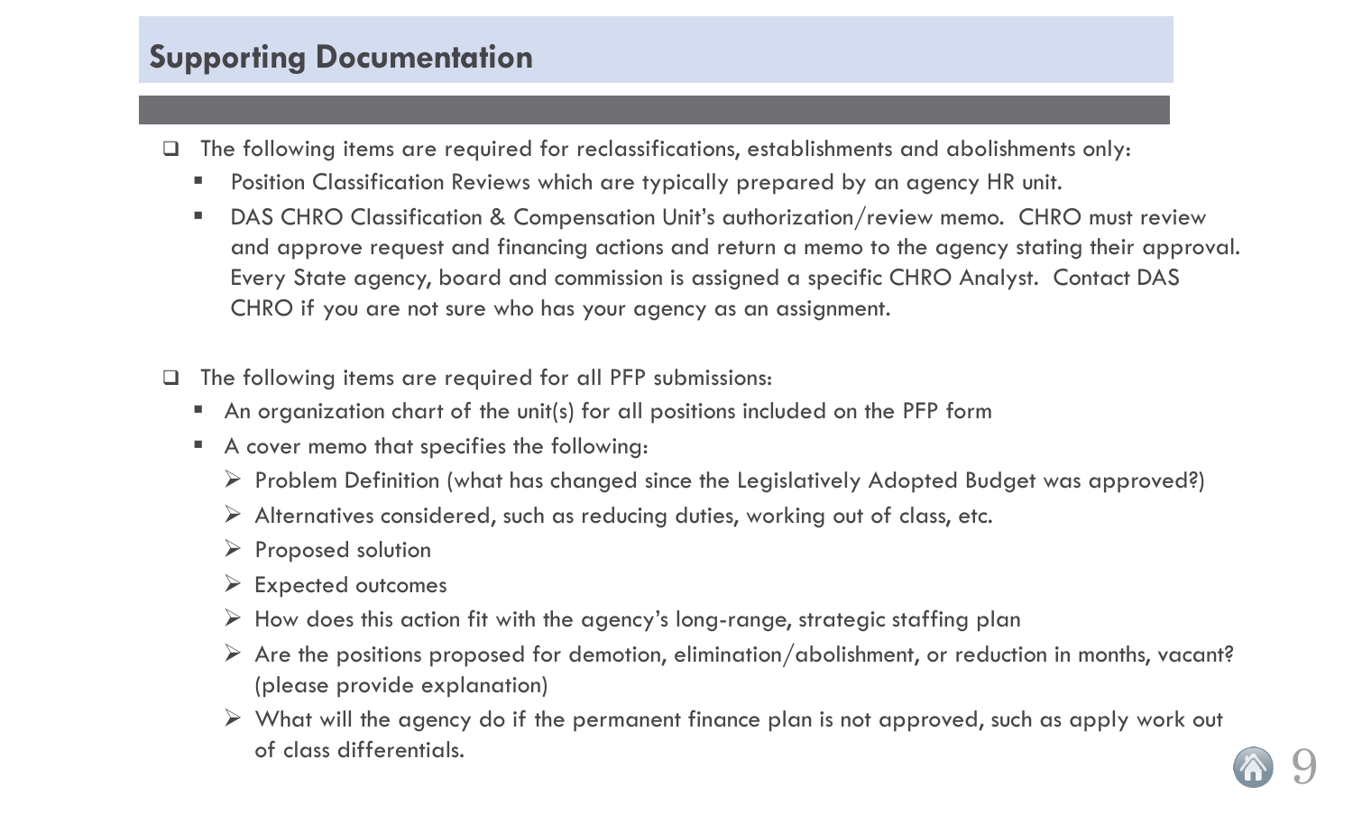## Supporting Documentation

- The following items are required for reclassifications, establishments and abolishments only:
  - Position Classification Reviews which are typically prepared by an agency HR unit.
  - DAS CHRO Classification & Compensation Unit's authorization/review memo. CHRO must review and approve request and financing actions and return a memo to the agency stating their approval. Every State agency, board and commission is assigned a specific CHRO Analyst. Contact DAS CHRO if you are not sure who has your agency as an assignment.

- The following items are required for all PFP submissions:
  - An organization chart of the unit(s) for all positions included on the PFP form
  - A cover memo that specifies the following:
    - Problem Definition (what has changed since the Legislatively Adopted Budget was approved?)
    - Alternatives considered, such as reducing duties, working out of class, etc.
    - Proposed solution
    - Expected outcomes
    - How does this action fit with the agency's long-range, strategic staffing plan
    - Are the positions proposed for demotion, elimination/abolishment, or reduction in months, vacant? (please provide explanation)
    - What will the agency do if the permanent finance plan is not approved, such as apply work out of class differentials.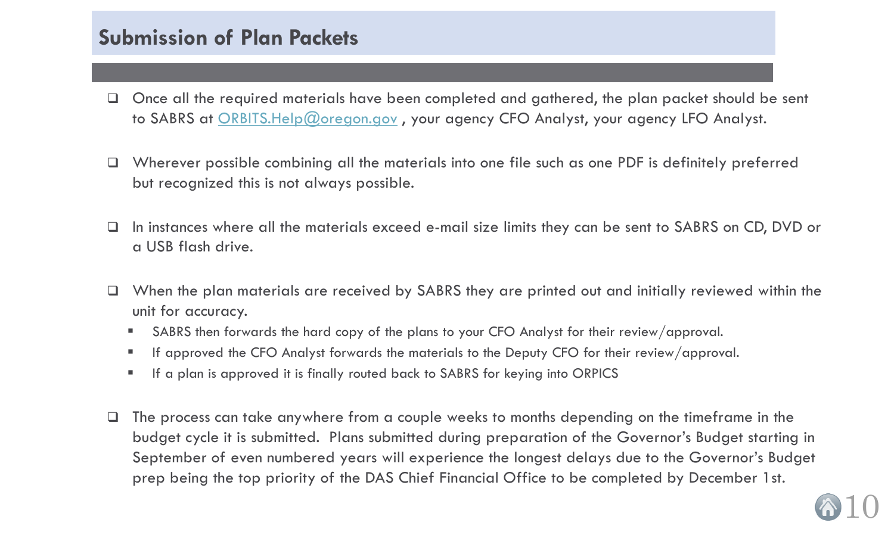## Submission of Plan Packets

- Once all the required materials have been completed and gathered, the plan packet should be sent to SABRS at [ORBITS.Help@oregon.gov](mailto:ORBITS.Help@oregon.gov) , your agency CFO Analyst, your agency LFO Analyst.

- Wherever possible combining all the materials into one file such as one PDF is definitely preferred but recognized this is not always possible.

- In instances where all the materials exceed e-mail size limits they can be sent to SABRS on CD, DVD or a USB flash drive.

- When the plan materials are received by SABRS they are printed out and initially reviewed within the unit for accuracy.
  - SABRS then forwards the hard copy of the plans to your CFO Analyst for their review/approval.
  - If approved the CFO Analyst forwards the materials to the Deputy CFO for their review/approval.
  - If a plan is approved it is finally routed back to SABRS for keying into ORPICS

- The process can take anywhere from a couple weeks to months depending on the timeframe in the budget cycle it is submitted. Plans submitted during preparation of the Governor's Budget starting in September of even numbered years will experience the longest delays due to the Governor's Budget prep being the top priority of the DAS Chief Financial Office to be completed by December 1st.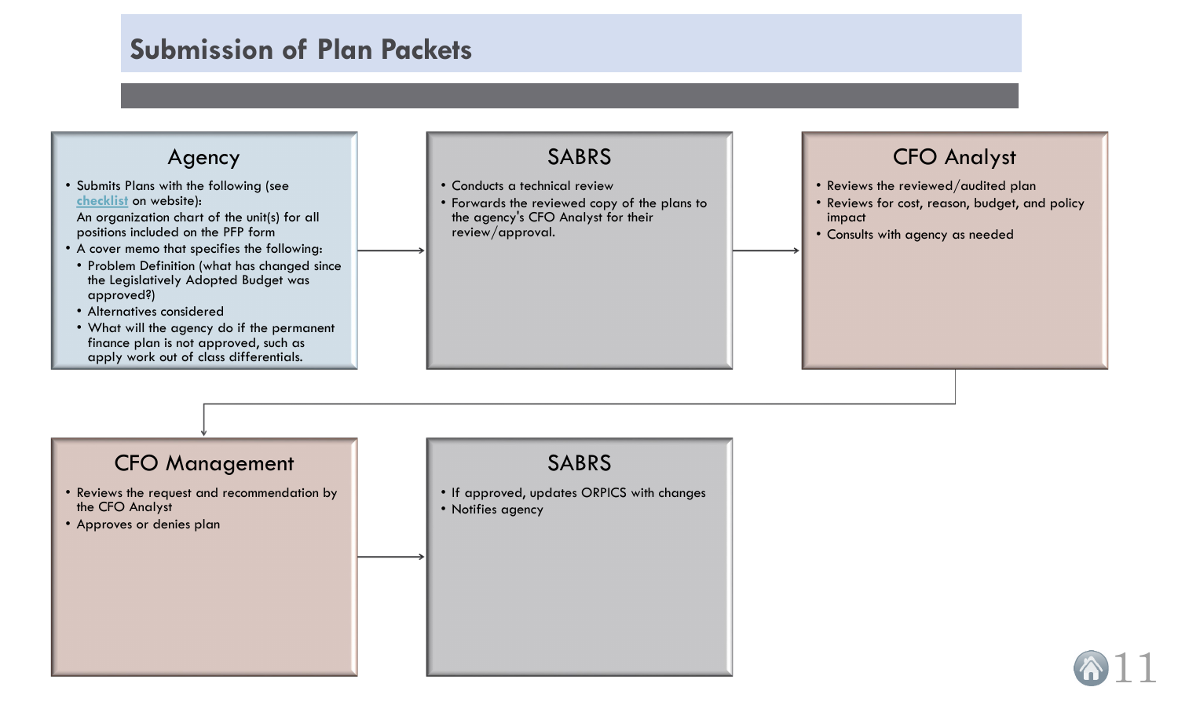# Submission of Plan Packets

## Agency

- Submits Plans with the following (see checklist on website):
  An organization chart of the unit(s) for all positions included on the PFP form
- A cover memo that specifies the following:
  - Problem Definition (what has changed since the Legislatively Adopted Budget was approved?)
  - Alternatives considered
  - What will the agency do if the permanent finance plan is not approved, such as apply work out of class differentials.

## SABRS

- Conducts a technical review
- Forwards the reviewed copy of the plans to the agency's CFO Analyst for their review/approval.

## CFO Analyst

- Reviews the reviewed/audited plan
- Reviews for cost, reason, budget, and policy impact
- Consults with agency as needed

## CFO Management

- Reviews the request and recommendation by the CFO Analyst
- Approves or denies plan

## SABRS

- If approved, updates ORPICS with changes
- Notifies agency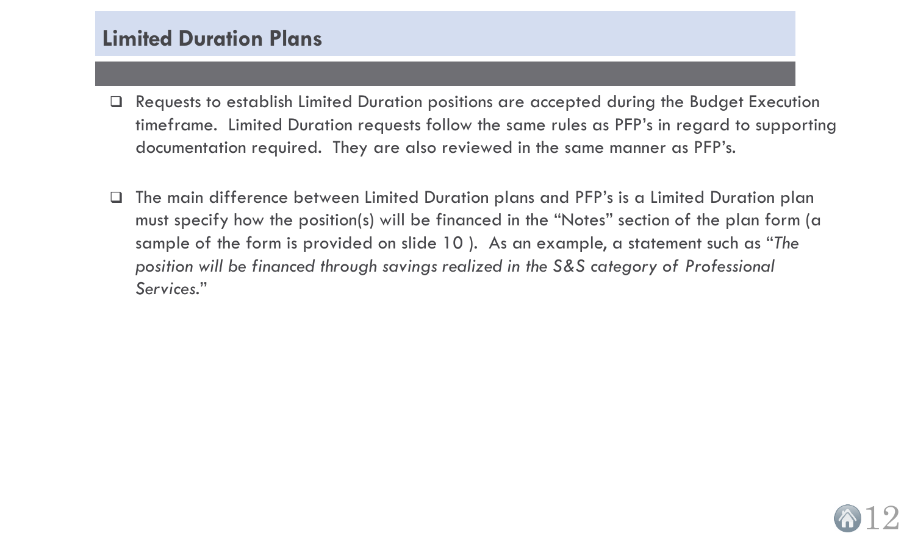## Limited Duration Plans

- Requests to establish Limited Duration positions are accepted during the Budget Execution timeframe. Limited Duration requests follow the same rules as PFP's in regard to supporting documentation required. They are also reviewed in the same manner as PFP's.

- The main difference between Limited Duration plans and PFP's is a Limited Duration plan must specify how the position(s) will be financed in the "Notes" section of the plan form (a sample of the form is provided on slide 10 ). As an example, a statement such as "*The position will be financed through savings realized in the S&S category of Professional Services.*"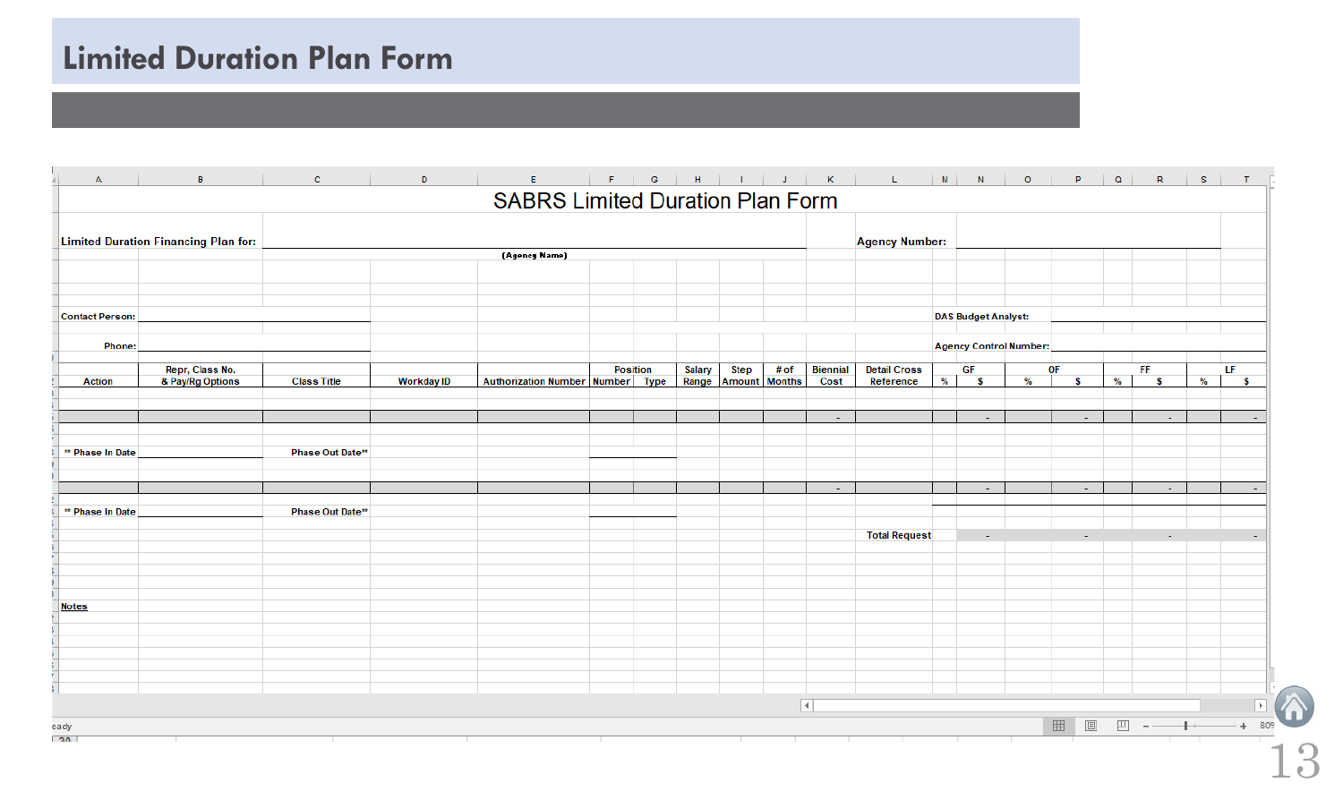# Limited Duration Plan Form

## SABRS Limited Duration Plan Form

**Limited Duration Financing Plan for:** ____________________ **Agency Number:** ____________________

(Agency Name)

**Contact Person:** ____________________ **DAS Budget Analyst:** ____________________

**Phone:** ____________________ **Agency Control Number:** ____________________

| Action | Repr, Class No. & Pay/Rg Options | Class Title | Workday ID | Authorization Number | Position Number | Position Type | Salary Range | Step Amount | # of Months | Biennial Cost | Detail Cross Reference | GF % | GF $ | OF % | OF $ | FF % | FF $ | LF % | LF $ |
|---|---|---|---|---|---|---|---|---|---|---|---|---|---|---|---|---|---|---|---|
| | | | | | | | | | | - | | | - | | - | | - | | - |
| ** Phase In Date | | Phase Out Date** | | | | | | | | | | | | | | | | | |
| | | | | | | | | | | - | | | - | | - | | - | | - |
| ** Phase In Date | | Phase Out Date** | | | | | | | | | | | | | | | | | |
| | | | | | | | | | | | Total Request | | - | | - | | - | | - |

Notes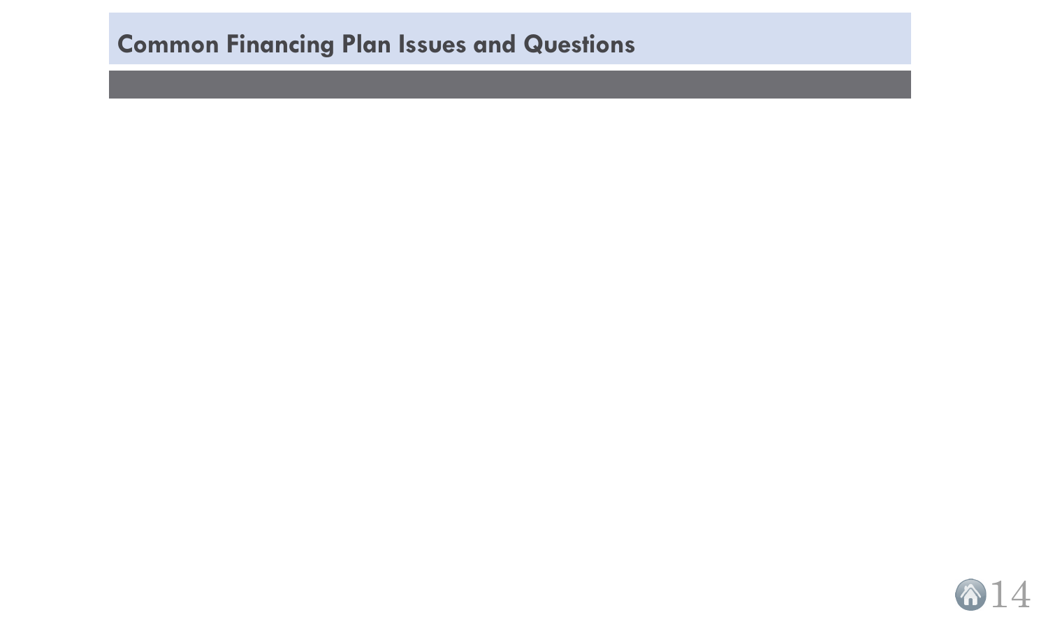## Common Financing Plan Issues and Questions